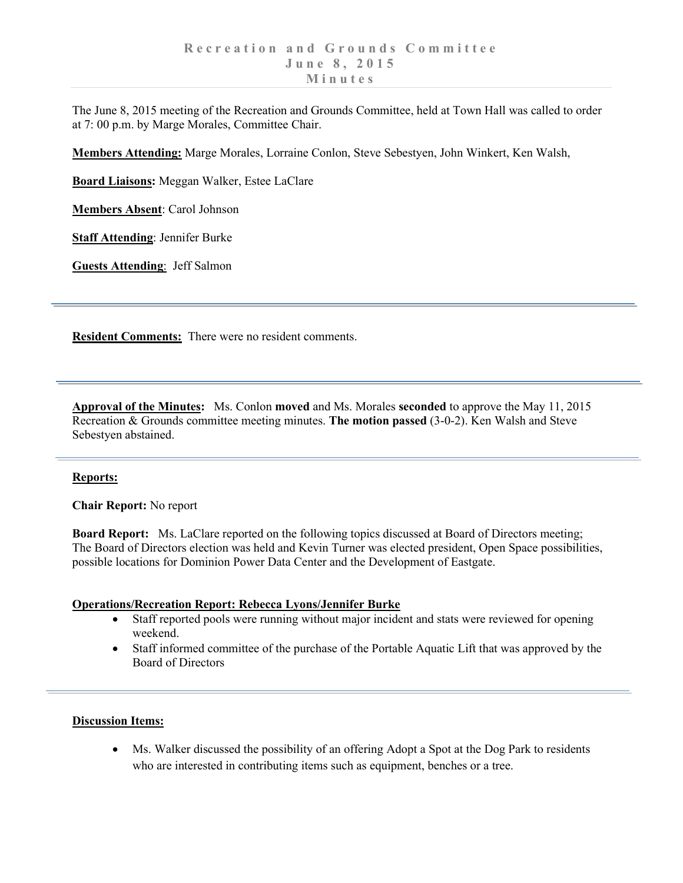# Recreation and Grounds Committee
## June 8, 2015
## Minutes

The June 8, 2015 meeting of the Recreation and Grounds Committee, held at Town Hall was called to order at 7: 00 p.m. by Marge Morales, Committee Chair.

**Members Attending:** Marge Morales, Lorraine Conlon, Steve Sebestyen, John Winkert, Ken Walsh,

**Board Liaisons:** Meggan Walker, Estee LaClare

**Members Absent**: Carol Johnson

**Staff Attending**: Jennifer Burke

**Guests Attending**: Jeff Salmon

---

**Resident Comments:** There were no resident comments.

---

**Approval of the Minutes:** Ms. Conlon **moved** and Ms. Morales **seconded** to approve the May 11, 2015 Recreation & Grounds committee meeting minutes. **The motion passed** (3-0-2). Ken Walsh and Steve Sebestyen abstained.

---

**Reports:**

**Chair Report:** No report

**Board Report:** Ms. LaClare reported on the following topics discussed at Board of Directors meeting; The Board of Directors election was held and Kevin Turner was elected president, Open Space possibilities, possible locations for Dominion Power Data Center and the Development of Eastgate.

**Operations/Recreation Report: Rebecca Lyons/Jennifer Burke**

- Staff reported pools were running without major incident and stats were reviewed for opening weekend.
- Staff informed committee of the purchase of the Portable Aquatic Lift that was approved by the Board of Directors

---

**Discussion Items:**

- Ms. Walker discussed the possibility of an offering Adopt a Spot at the Dog Park to residents who are interested in contributing items such as equipment, benches or a tree.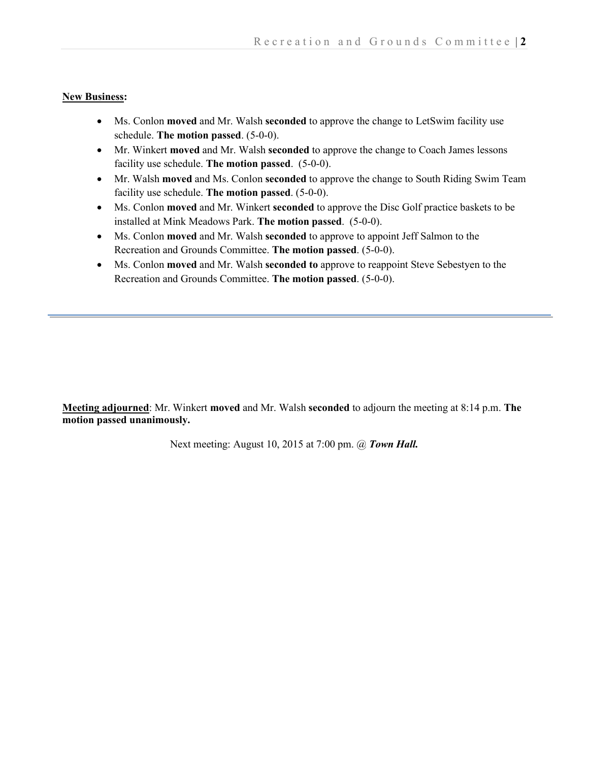**New Business:**

- Ms. Conlon **moved** and Mr. Walsh **seconded** to approve the change to LetSwim facility use schedule. **The motion passed**. (5-0-0).
- Mr. Winkert **moved** and Mr. Walsh **seconded** to approve the change to Coach James lessons facility use schedule. **The motion passed**. (5-0-0).
- Mr. Walsh **moved** and Ms. Conlon **seconded** to approve the change to South Riding Swim Team facility use schedule. **The motion passed**. (5-0-0).
- Ms. Conlon **moved** and Mr. Winkert **seconded** to approve the Disc Golf practice baskets to be installed at Mink Meadows Park. **The motion passed**. (5-0-0).
- Ms. Conlon **moved** and Mr. Walsh **seconded** to approve to appoint Jeff Salmon to the Recreation and Grounds Committee. **The motion passed**. (5-0-0).
- Ms. Conlon **moved** and Mr. Walsh **seconded to** approve to reappoint Steve Sebestyen to the Recreation and Grounds Committee. **The motion passed**. (5-0-0).

---

**Meeting adjourned**: Mr. Winkert **moved** and Mr. Walsh **seconded** to adjourn the meeting at 8:14 p.m. **The motion passed unanimously.**

Next meeting: August 10, 2015 at 7:00 pm. @ ***Town Hall.***